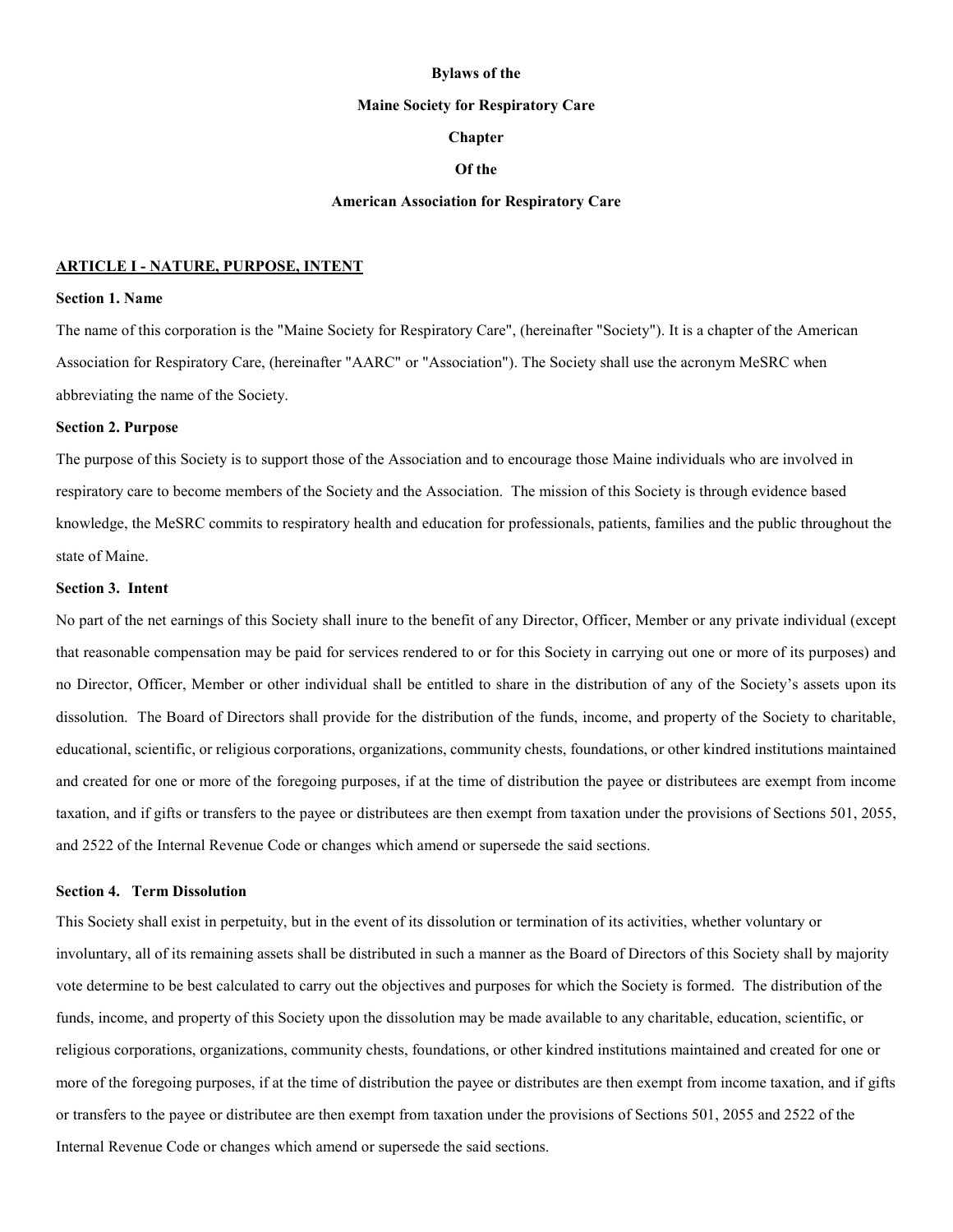**Bylaws of the**

**Maine Society for Respiratory Care**

**Chapter**

**Of the**

**American Association for Respiratory Care**

## ARTICLE I - NATURE, PURPOSE, INTENT

### Section 1. Name

The name of this corporation is the "Maine Society for Respiratory Care", (hereinafter "Society"). It is a chapter of the American Association for Respiratory Care, (hereinafter "AARC" or "Association"). The Society shall use the acronym MeSRC when abbreviating the name of the Society.

### Section 2. Purpose

The purpose of this Society is to support those of the Association and to encourage those Maine individuals who are involved in respiratory care to become members of the Society and the Association. The mission of this Society is through evidence based knowledge, the MeSRC commits to respiratory health and education for professionals, patients, families and the public throughout the state of Maine.

### Section 3. Intent

No part of the net earnings of this Society shall inure to the benefit of any Director, Officer, Member or any private individual (except that reasonable compensation may be paid for services rendered to or for this Society in carrying out one or more of its purposes) and no Director, Officer, Member or other individual shall be entitled to share in the distribution of any of the Society's assets upon its dissolution. The Board of Directors shall provide for the distribution of the funds, income, and property of the Society to charitable, educational, scientific, or religious corporations, organizations, community chests, foundations, or other kindred institutions maintained and created for one or more of the foregoing purposes, if at the time of distribution the payee or distributees are exempt from income taxation, and if gifts or transfers to the payee or distributees are then exempt from taxation under the provisions of Sections 501, 2055, and 2522 of the Internal Revenue Code or changes which amend or supersede the said sections.

### Section 4. Term Dissolution

This Society shall exist in perpetuity, but in the event of its dissolution or termination of its activities, whether voluntary or involuntary, all of its remaining assets shall be distributed in such a manner as the Board of Directors of this Society shall by majority vote determine to be best calculated to carry out the objectives and purposes for which the Society is formed. The distribution of the funds, income, and property of this Society upon the dissolution may be made available to any charitable, education, scientific, or religious corporations, organizations, community chests, foundations, or other kindred institutions maintained and created for one or more of the foregoing purposes, if at the time of distribution the payee or distributes are then exempt from income taxation, and if gifts or transfers to the payee or distributee are then exempt from taxation under the provisions of Sections 501, 2055 and 2522 of the Internal Revenue Code or changes which amend or supersede the said sections.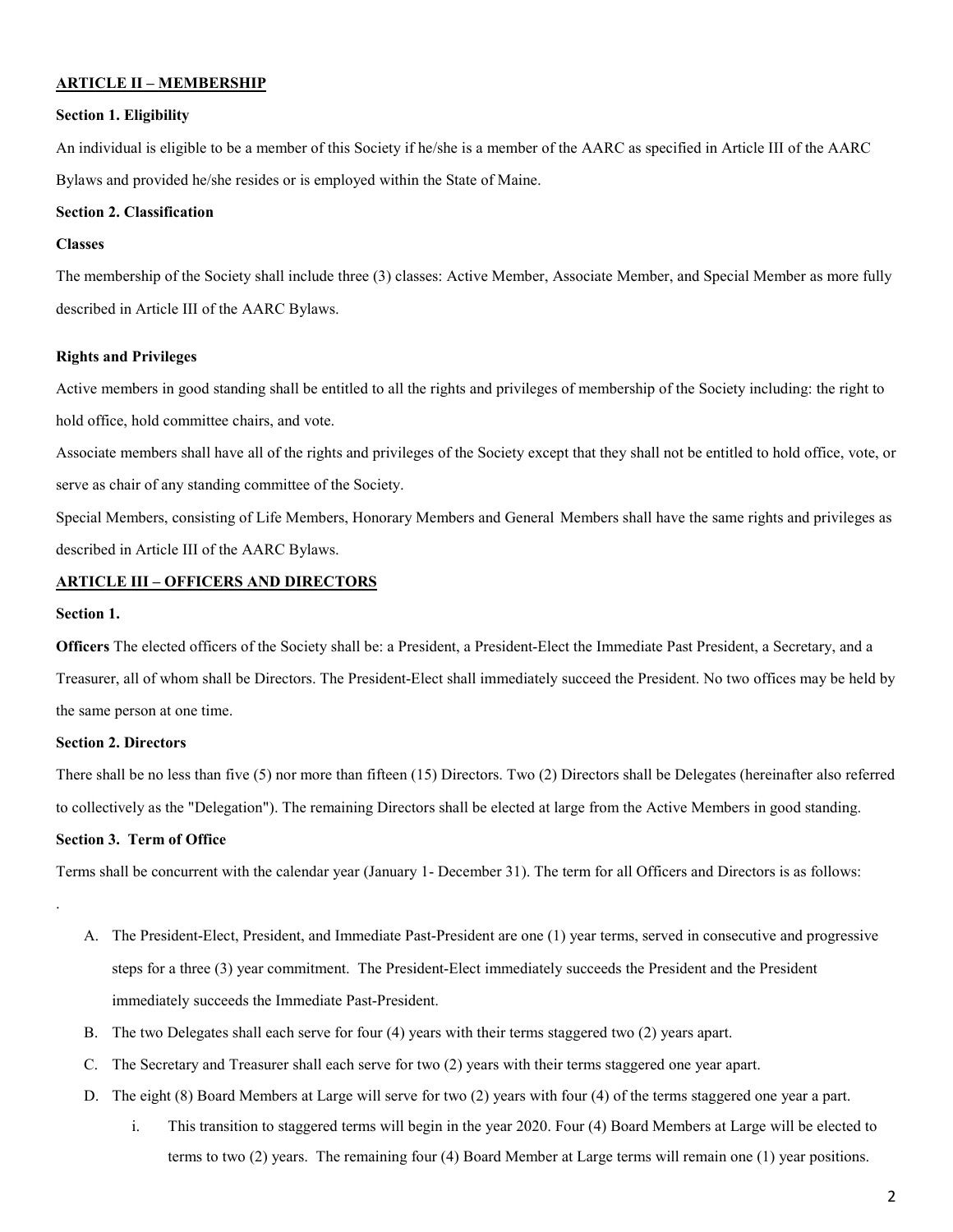## ARTICLE II – MEMBERSHIP

**Section 1. Eligibility**

An individual is eligible to be a member of this Society if he/she is a member of the AARC as specified in Article III of the AARC Bylaws and provided he/she resides or is employed within the State of Maine.

**Section 2. Classification**

**Classes**

The membership of the Society shall include three (3) classes: Active Member, Associate Member, and Special Member as more fully described in Article III of the AARC Bylaws.

**Rights and Privileges**

Active members in good standing shall be entitled to all the rights and privileges of membership of the Society including: the right to hold office, hold committee chairs, and vote.

Associate members shall have all of the rights and privileges of the Society except that they shall not be entitled to hold office, vote, or serve as chair of any standing committee of the Society.

Special Members, consisting of Life Members, Honorary Members and General Members shall have the same rights and privileges as described in Article III of the AARC Bylaws.

## ARTICLE III – OFFICERS AND DIRECTORS

**Section 1.**

**Officers** The elected officers of the Society shall be: a President, a President-Elect the Immediate Past President, a Secretary, and a Treasurer, all of whom shall be Directors. The President-Elect shall immediately succeed the President. No two offices may be held by the same person at one time.

**Section 2. Directors**

There shall be no less than five (5) nor more than fifteen (15) Directors. Two (2) Directors shall be Delegates (hereinafter also referred to collectively as the "Delegation"). The remaining Directors shall be elected at large from the Active Members in good standing.

**Section 3. Term of Office**

Terms shall be concurrent with the calendar year (January 1- December 31). The term for all Officers and Directors is as follows:

.

A. The President-Elect, President, and Immediate Past-President are one (1) year terms, served in consecutive and progressive steps for a three (3) year commitment. The President-Elect immediately succeeds the President and the President immediately succeeds the Immediate Past-President.

B. The two Delegates shall each serve for four (4) years with their terms staggered two (2) years apart.

C. The Secretary and Treasurer shall each serve for two (2) years with their terms staggered one year apart.

D. The eight (8) Board Members at Large will serve for two (2) years with four (4) of the terms staggered one year a part.

   i. This transition to staggered terms will begin in the year 2020. Four (4) Board Members at Large will be elected to terms to two (2) years. The remaining four (4) Board Member at Large terms will remain one (1) year positions.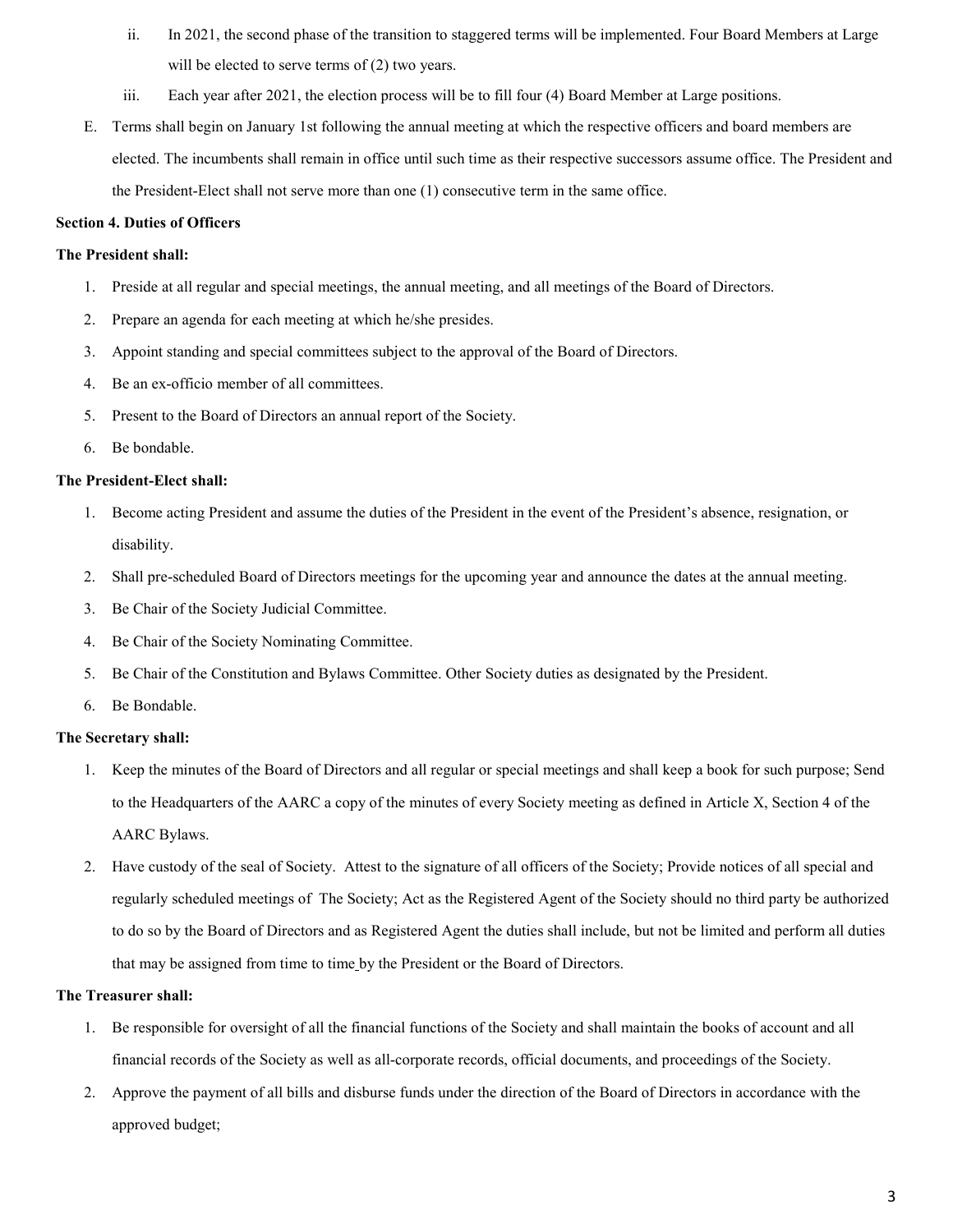ii. In 2021, the second phase of the transition to staggered terms will be implemented. Four Board Members at Large will be elected to serve terms of (2) two years.

iii. Each year after 2021, the election process will be to fill four (4) Board Member at Large positions.

E. Terms shall begin on January 1st following the annual meeting at which the respective officers and board members are elected. The incumbents shall remain in office until such time as their respective successors assume office. The President and the President-Elect shall not serve more than one (1) consecutive term in the same office.

**Section 4. Duties of Officers**

**The President shall:**

1. Preside at all regular and special meetings, the annual meeting, and all meetings of the Board of Directors.
2. Prepare an agenda for each meeting at which he/she presides.
3. Appoint standing and special committees subject to the approval of the Board of Directors.
4. Be an ex-officio member of all committees.
5. Present to the Board of Directors an annual report of the Society.
6. Be bondable.

**The President-Elect shall:**

1. Become acting President and assume the duties of the President in the event of the President's absence, resignation, or disability.
2. Shall pre-scheduled Board of Directors meetings for the upcoming year and announce the dates at the annual meeting.
3. Be Chair of the Society Judicial Committee.
4. Be Chair of the Society Nominating Committee.
5. Be Chair of the Constitution and Bylaws Committee. Other Society duties as designated by the President.
6. Be Bondable.

**The Secretary shall:**

1. Keep the minutes of the Board of Directors and all regular or special meetings and shall keep a book for such purpose; Send to the Headquarters of the AARC a copy of the minutes of every Society meeting as defined in Article X, Section 4 of the AARC Bylaws.
2. Have custody of the seal of Society. Attest to the signature of all officers of the Society; Provide notices of all special and regularly scheduled meetings of The Society; Act as the Registered Agent of the Society should no third party be authorized to do so by the Board of Directors and as Registered Agent the duties shall include, but not be limited and perform all duties that may be assigned from time to time by the President or the Board of Directors.

**The Treasurer shall:**

1. Be responsible for oversight of all the financial functions of the Society and shall maintain the books of account and all financial records of the Society as well as all-corporate records, official documents, and proceedings of the Society.
2. Approve the payment of all bills and disburse funds under the direction of the Board of Directors in accordance with the approved budget;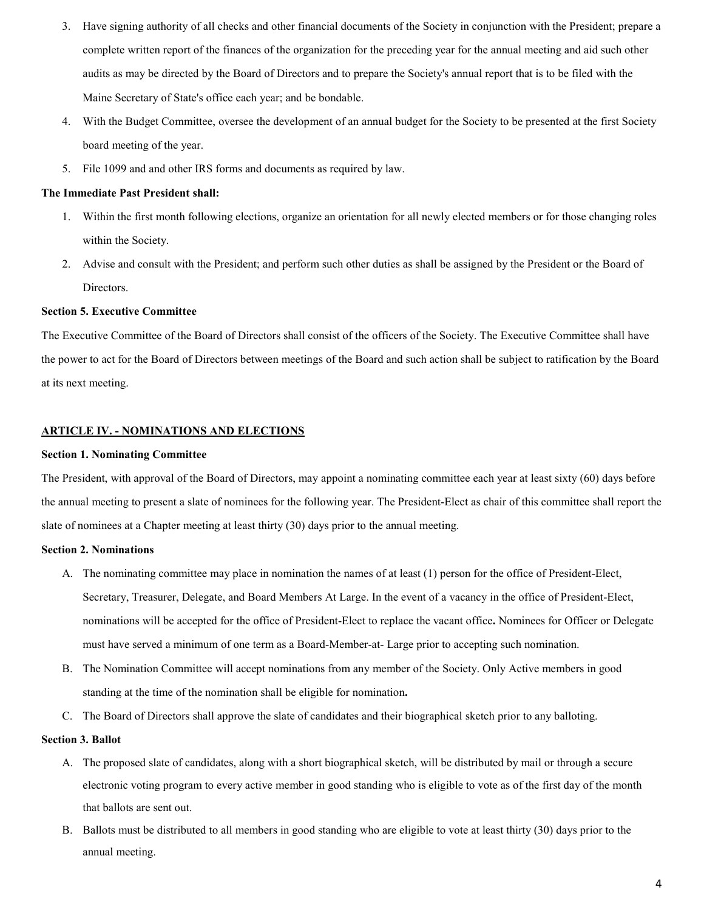3. Have signing authority of all checks and other financial documents of the Society in conjunction with the President; prepare a complete written report of the finances of the organization for the preceding year for the annual meeting and aid such other audits as may be directed by the Board of Directors and to prepare the Society's annual report that is to be filed with the Maine Secretary of State's office each year; and be bondable.
4. With the Budget Committee, oversee the development of an annual budget for the Society to be presented at the first Society board meeting of the year.
5. File 1099 and and other IRS forms and documents as required by law.

**The Immediate Past President shall:**

1. Within the first month following elections, organize an orientation for all newly elected members or for those changing roles within the Society.
2. Advise and consult with the President; and perform such other duties as shall be assigned by the President or the Board of Directors.

**Section 5. Executive Committee**

The Executive Committee of the Board of Directors shall consist of the officers of the Society. The Executive Committee shall have the power to act for the Board of Directors between meetings of the Board and such action shall be subject to ratification by the Board at its next meeting.

## <u>ARTICLE IV. - NOMINATIONS AND ELECTIONS</u>

**Section 1. Nominating Committee**

The President, with approval of the Board of Directors, may appoint a nominating committee each year at least sixty (60) days before the annual meeting to present a slate of nominees for the following year. The President-Elect as chair of this committee shall report the slate of nominees at a Chapter meeting at least thirty (30) days prior to the annual meeting.

**Section 2. Nominations**

A. The nominating committee may place in nomination the names of at least (1) person for the office of President-Elect, Secretary, Treasurer, Delegate, and Board Members At Large. In the event of a vacancy in the office of President-Elect, nominations will be accepted for the office of President-Elect to replace the vacant office**.** Nominees for Officer or Delegate must have served a minimum of one term as a Board-Member-at- Large prior to accepting such nomination.

B. The Nomination Committee will accept nominations from any member of the Society. Only Active members in good standing at the time of the nomination shall be eligible for nomination**.**

C. The Board of Directors shall approve the slate of candidates and their biographical sketch prior to any balloting.

**Section 3. Ballot**

A. The proposed slate of candidates, along with a short biographical sketch, will be distributed by mail or through a secure electronic voting program to every active member in good standing who is eligible to vote as of the first day of the month that ballots are sent out.

B. Ballots must be distributed to all members in good standing who are eligible to vote at least thirty (30) days prior to the annual meeting.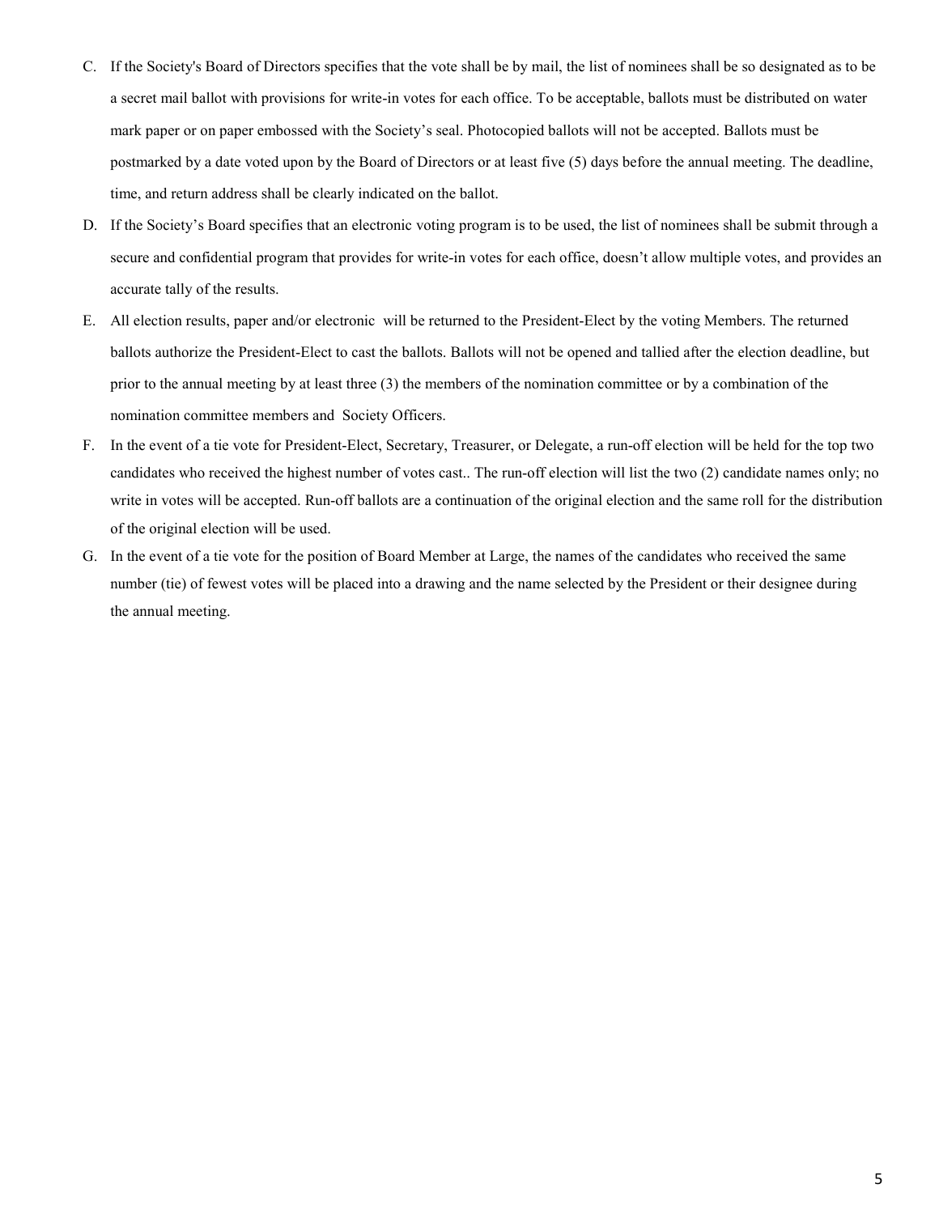C. If the Society's Board of Directors specifies that the vote shall be by mail, the list of nominees shall be so designated as to be a secret mail ballot with provisions for write-in votes for each office. To be acceptable, ballots must be distributed on water mark paper or on paper embossed with the Society's seal. Photocopied ballots will not be accepted. Ballots must be postmarked by a date voted upon by the Board of Directors or at least five (5) days before the annual meeting. The deadline, time, and return address shall be clearly indicated on the ballot.

D. If the Society's Board specifies that an electronic voting program is to be used, the list of nominees shall be submit through a secure and confidential program that provides for write-in votes for each office, doesn't allow multiple votes, and provides an accurate tally of the results.

E. All election results, paper and/or electronic will be returned to the President-Elect by the voting Members. The returned ballots authorize the President-Elect to cast the ballots. Ballots will not be opened and tallied after the election deadline, but prior to the annual meeting by at least three (3) the members of the nomination committee or by a combination of the nomination committee members and Society Officers.

F. In the event of a tie vote for President-Elect, Secretary, Treasurer, or Delegate, a run-off election will be held for the top two candidates who received the highest number of votes cast.. The run-off election will list the two (2) candidate names only; no write in votes will be accepted. Run-off ballots are a continuation of the original election and the same roll for the distribution of the original election will be used.

G. In the event of a tie vote for the position of Board Member at Large, the names of the candidates who received the same number (tie) of fewest votes will be placed into a drawing and the name selected by the President or their designee during the annual meeting.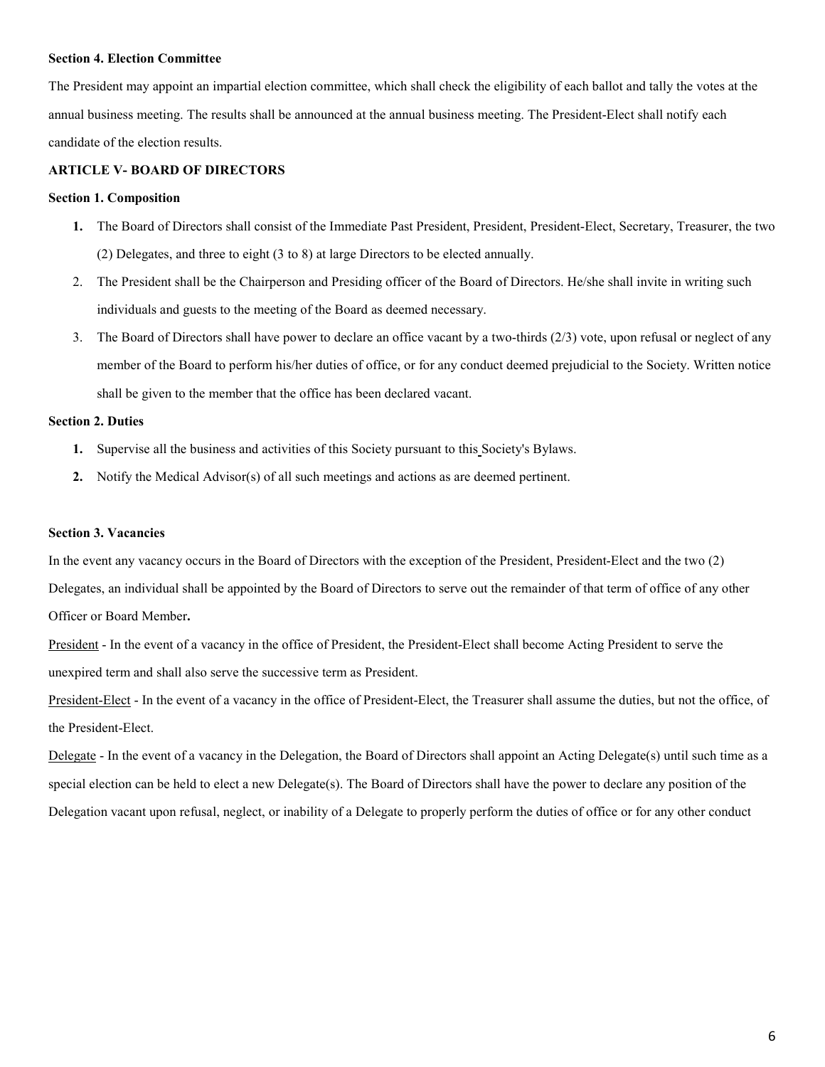**Section 4. Election Committee**

The President may appoint an impartial election committee, which shall check the eligibility of each ballot and tally the votes at the annual business meeting. The results shall be announced at the annual business meeting. The President-Elect shall notify each candidate of the election results.

**ARTICLE V- BOARD OF DIRECTORS**

**Section 1. Composition**

1. The Board of Directors shall consist of the Immediate Past President, President, President-Elect, Secretary, Treasurer, the two (2) Delegates, and three to eight (3 to 8) at large Directors to be elected annually.
2. The President shall be the Chairperson and Presiding officer of the Board of Directors. He/she shall invite in writing such individuals and guests to the meeting of the Board as deemed necessary.
3. The Board of Directors shall have power to declare an office vacant by a two-thirds (2/3) vote, upon refusal or neglect of any member of the Board to perform his/her duties of office, or for any conduct deemed prejudicial to the Society. Written notice shall be given to the member that the office has been declared vacant.

**Section 2. Duties**

1. Supervise all the business and activities of this Society pursuant to this Society's Bylaws.
2. Notify the Medical Advisor(s) of all such meetings and actions as are deemed pertinent.

**Section 3. Vacancies**

In the event any vacancy occurs in the Board of Directors with the exception of the President, President-Elect and the two (2) Delegates, an individual shall be appointed by the Board of Directors to serve out the remainder of that term of office of any other Officer or Board Member**.**

<u>President</u> - In the event of a vacancy in the office of President, the President-Elect shall become Acting President to serve the unexpired term and shall also serve the successive term as President.

<u>President-Elect</u> - In the event of a vacancy in the office of President-Elect, the Treasurer shall assume the duties, but not the office, of the President-Elect.

<u>Delegate</u> - In the event of a vacancy in the Delegation, the Board of Directors shall appoint an Acting Delegate(s) until such time as a special election can be held to elect a new Delegate(s). The Board of Directors shall have the power to declare any position of the Delegation vacant upon refusal, neglect, or inability of a Delegate to properly perform the duties of office or for any other conduct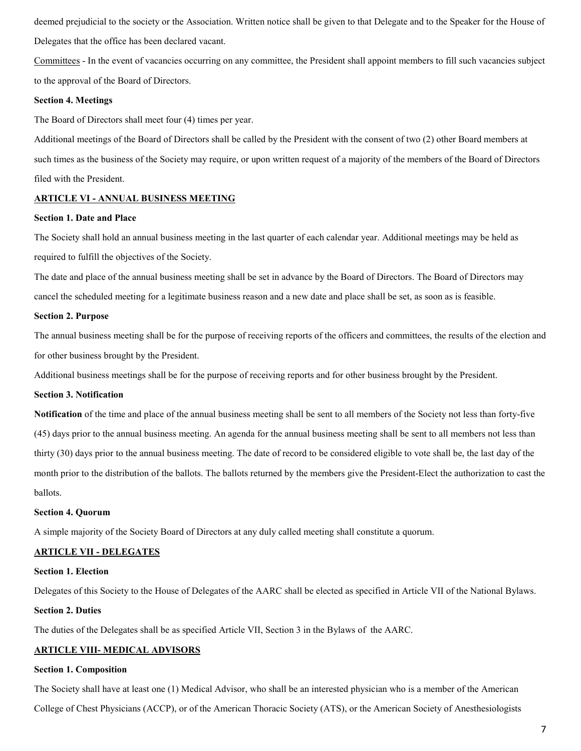deemed prejudicial to the society or the Association. Written notice shall be given to that Delegate and to the Speaker for the House of Delegates that the office has been declared vacant.

Committees - In the event of vacancies occurring on any committee, the President shall appoint members to fill such vacancies subject to the approval of the Board of Directors.

**Section 4. Meetings**

The Board of Directors shall meet four (4) times per year.

Additional meetings of the Board of Directors shall be called by the President with the consent of two (2) other Board members at such times as the business of the Society may require, or upon written request of a majority of the members of the Board of Directors filed with the President.

## ARTICLE VI - ANNUAL BUSINESS MEETING

**Section 1. Date and Place**

The Society shall hold an annual business meeting in the last quarter of each calendar year. Additional meetings may be held as required to fulfill the objectives of the Society.

The date and place of the annual business meeting shall be set in advance by the Board of Directors. The Board of Directors may cancel the scheduled meeting for a legitimate business reason and a new date and place shall be set, as soon as is feasible.

**Section 2. Purpose**

The annual business meeting shall be for the purpose of receiving reports of the officers and committees, the results of the election and for other business brought by the President.

Additional business meetings shall be for the purpose of receiving reports and for other business brought by the President.

**Section 3. Notification**

**Notification** of the time and place of the annual business meeting shall be sent to all members of the Society not less than forty-five (45) days prior to the annual business meeting. An agenda for the annual business meeting shall be sent to all members not less than thirty (30) days prior to the annual business meeting. The date of record to be considered eligible to vote shall be, the last day of the month prior to the distribution of the ballots. The ballots returned by the members give the President-Elect the authorization to cast the ballots.

**Section 4. Quorum**

A simple majority of the Society Board of Directors at any duly called meeting shall constitute a quorum.

## ARTICLE VII - DELEGATES

**Section 1. Election**

Delegates of this Society to the House of Delegates of the AARC shall be elected as specified in Article VII of the National Bylaws.

**Section 2. Duties**

The duties of the Delegates shall be as specified Article VII, Section 3 in the Bylaws of the AARC.

## ARTICLE VIII- MEDICAL ADVISORS

**Section 1. Composition**

The Society shall have at least one (1) Medical Advisor, who shall be an interested physician who is a member of the American College of Chest Physicians (ACCP), or of the American Thoracic Society (ATS), or the American Society of Anesthesiologists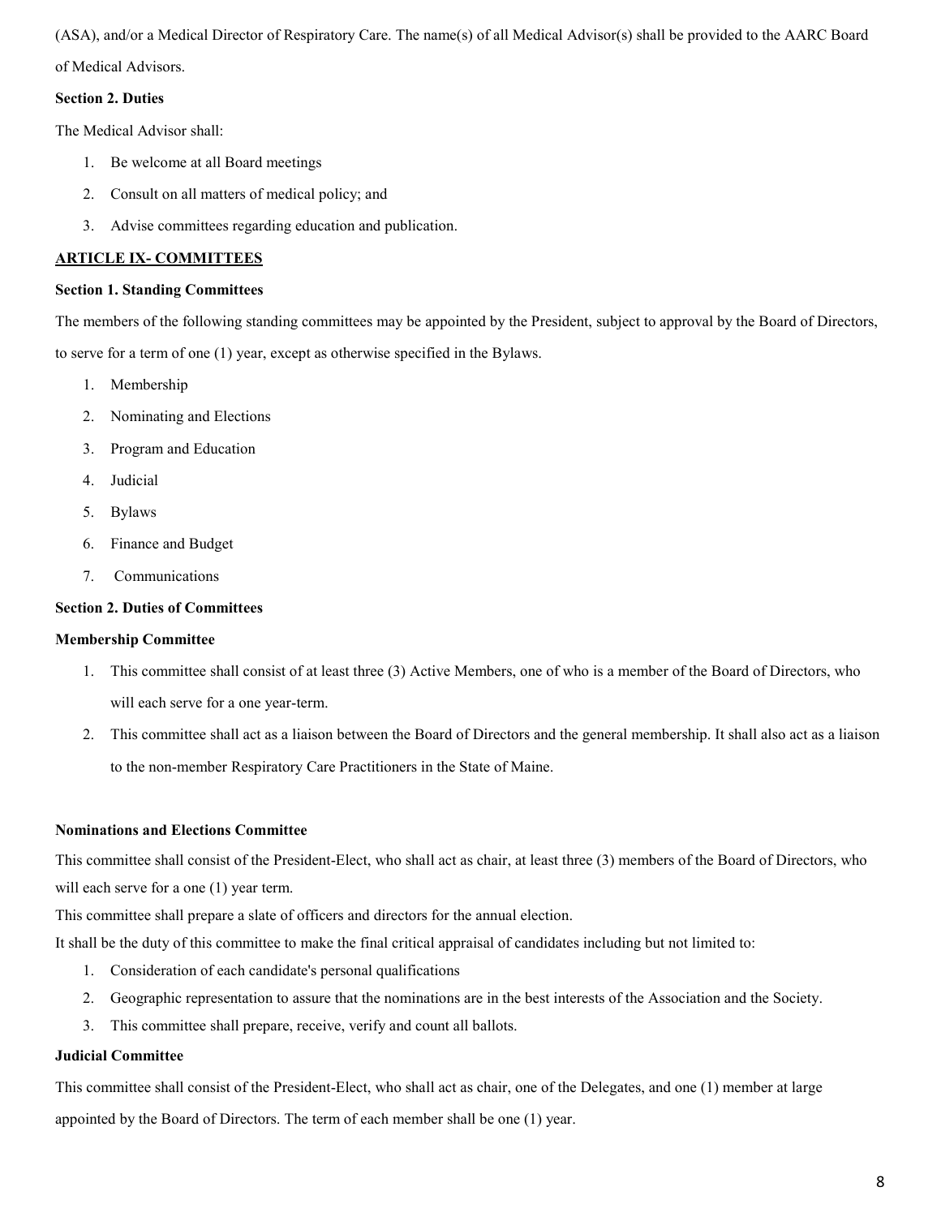(ASA), and/or a Medical Director of Respiratory Care. The name(s) of all Medical Advisor(s) shall be provided to the AARC Board of Medical Advisors.

**Section 2. Duties**

The Medical Advisor shall:

1. Be welcome at all Board meetings
2. Consult on all matters of medical policy; and
3. Advise committees regarding education and publication.

## ARTICLE IX- COMMITTEES

**Section 1. Standing Committees**

The members of the following standing committees may be appointed by the President, subject to approval by the Board of Directors, to serve for a term of one (1) year, except as otherwise specified in the Bylaws.

1. Membership
2. Nominating and Elections
3. Program and Education
4. Judicial
5. Bylaws
6. Finance and Budget
7. Communications

**Section 2. Duties of Committees**

**Membership Committee**

1. This committee shall consist of at least three (3) Active Members, one of who is a member of the Board of Directors, who will each serve for a one year-term.
2. This committee shall act as a liaison between the Board of Directors and the general membership. It shall also act as a liaison to the non-member Respiratory Care Practitioners in the State of Maine.

**Nominations and Elections Committee**

This committee shall consist of the President-Elect, who shall act as chair, at least three (3) members of the Board of Directors, who will each serve for a one (1) year term.

This committee shall prepare a slate of officers and directors for the annual election.

It shall be the duty of this committee to make the final critical appraisal of candidates including but not limited to:

1. Consideration of each candidate's personal qualifications
2. Geographic representation to assure that the nominations are in the best interests of the Association and the Society.
3. This committee shall prepare, receive, verify and count all ballots.

**Judicial Committee**

This committee shall consist of the President-Elect, who shall act as chair, one of the Delegates, and one (1) member at large appointed by the Board of Directors. The term of each member shall be one (1) year.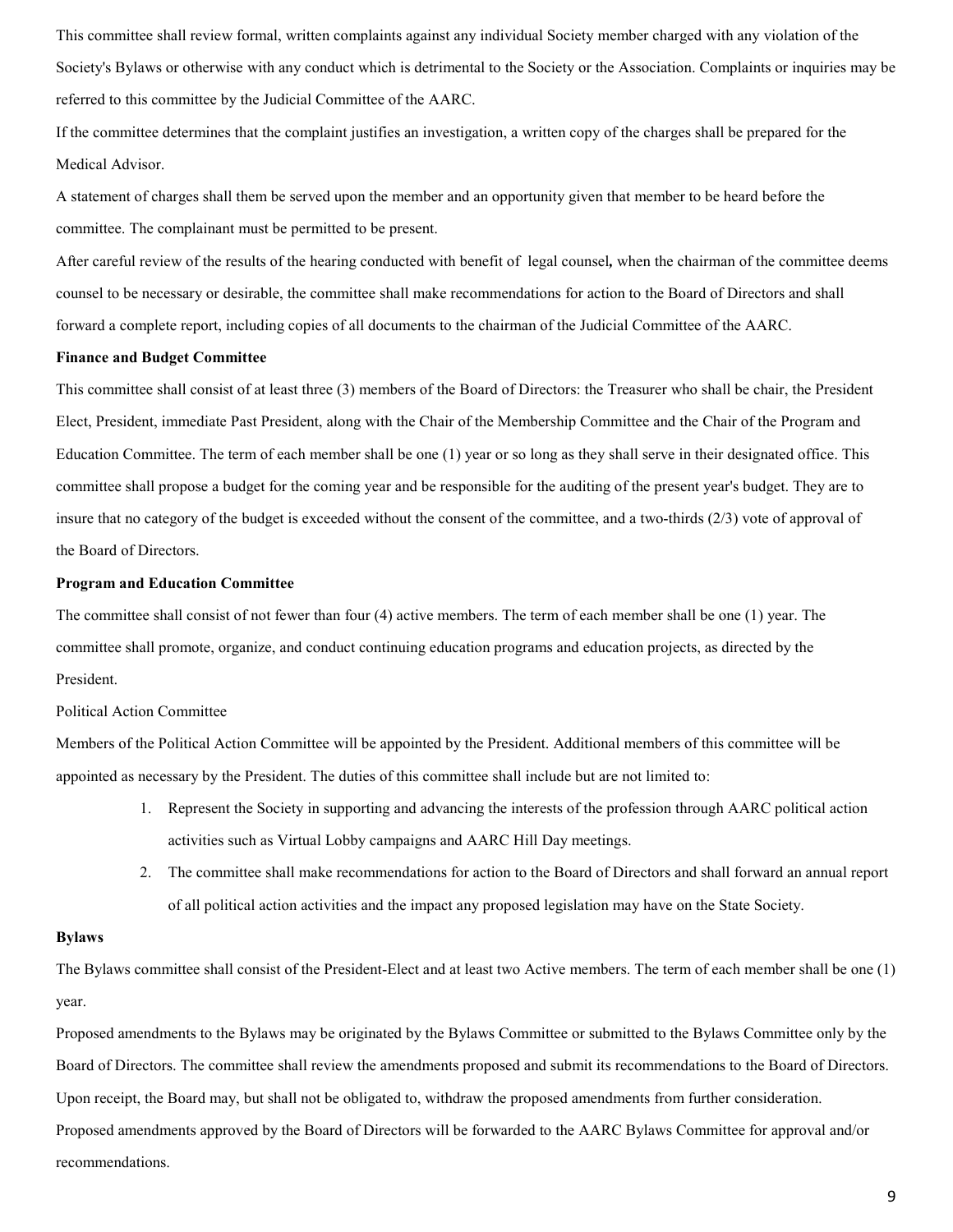This committee shall review formal, written complaints against any individual Society member charged with any violation of the Society's Bylaws or otherwise with any conduct which is detrimental to the Society or the Association. Complaints or inquiries may be referred to this committee by the Judicial Committee of the AARC.

If the committee determines that the complaint justifies an investigation, a written copy of the charges shall be prepared for the Medical Advisor.

A statement of charges shall them be served upon the member and an opportunity given that member to be heard before the committee. The complainant must be permitted to be present.

After careful review of the results of the hearing conducted with benefit of legal counsel**,** when the chairman of the committee deems counsel to be necessary or desirable, the committee shall make recommendations for action to the Board of Directors and shall forward a complete report, including copies of all documents to the chairman of the Judicial Committee of the AARC.

**Finance and Budget Committee**

This committee shall consist of at least three (3) members of the Board of Directors: the Treasurer who shall be chair, the President Elect, President, immediate Past President, along with the Chair of the Membership Committee and the Chair of the Program and Education Committee. The term of each member shall be one (1) year or so long as they shall serve in their designated office. This committee shall propose a budget for the coming year and be responsible for the auditing of the present year's budget. They are to insure that no category of the budget is exceeded without the consent of the committee, and a two-thirds (2/3) vote of approval of the Board of Directors.

**Program and Education Committee**

The committee shall consist of not fewer than four (4) active members. The term of each member shall be one (1) year. The committee shall promote, organize, and conduct continuing education programs and education projects, as directed by the President.

Political Action Committee

Members of the Political Action Committee will be appointed by the President. Additional members of this committee will be appointed as necessary by the President. The duties of this committee shall include but are not limited to:

1. Represent the Society in supporting and advancing the interests of the profession through AARC political action activities such as Virtual Lobby campaigns and AARC Hill Day meetings.
2. The committee shall make recommendations for action to the Board of Directors and shall forward an annual report of all political action activities and the impact any proposed legislation may have on the State Society.

**Bylaws**

The Bylaws committee shall consist of the President-Elect and at least two Active members. The term of each member shall be one (1) year.

Proposed amendments to the Bylaws may be originated by the Bylaws Committee or submitted to the Bylaws Committee only by the Board of Directors. The committee shall review the amendments proposed and submit its recommendations to the Board of Directors. Upon receipt, the Board may, but shall not be obligated to, withdraw the proposed amendments from further consideration.

Proposed amendments approved by the Board of Directors will be forwarded to the AARC Bylaws Committee for approval and/or recommendations.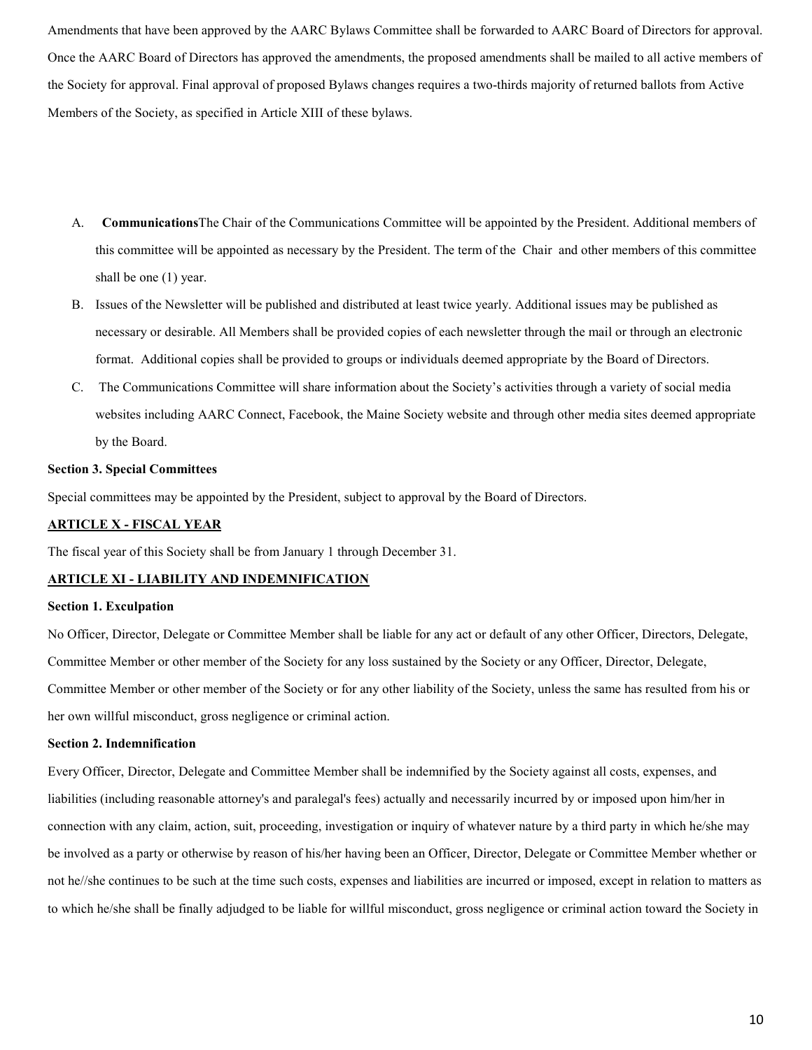Amendments that have been approved by the AARC Bylaws Committee shall be forwarded to AARC Board of Directors for approval. Once the AARC Board of Directors has approved the amendments, the proposed amendments shall be mailed to all active members of the Society for approval. Final approval of proposed Bylaws changes requires a two-thirds majority of returned ballots from Active Members of the Society, as specified in Article XIII of these bylaws.

A. **Communications**The Chair of the Communications Committee will be appointed by the President. Additional members of this committee will be appointed as necessary by the President. The term of the Chair and other members of this committee shall be one (1) year.

B. Issues of the Newsletter will be published and distributed at least twice yearly. Additional issues may be published as necessary or desirable. All Members shall be provided copies of each newsletter through the mail or through an electronic format. Additional copies shall be provided to groups or individuals deemed appropriate by the Board of Directors.

C. The Communications Committee will share information about the Society's activities through a variety of social media websites including AARC Connect, Facebook, the Maine Society website and through other media sites deemed appropriate by the Board.

**Section 3. Special Committees**

Special committees may be appointed by the President, subject to approval by the Board of Directors.

## ARTICLE X - FISCAL YEAR

The fiscal year of this Society shall be from January 1 through December 31.

## ARTICLE XI - LIABILITY AND INDEMNIFICATION

**Section 1. Exculpation**

No Officer, Director, Delegate or Committee Member shall be liable for any act or default of any other Officer, Directors, Delegate, Committee Member or other member of the Society for any loss sustained by the Society or any Officer, Director, Delegate, Committee Member or other member of the Society or for any other liability of the Society, unless the same has resulted from his or her own willful misconduct, gross negligence or criminal action.

**Section 2. Indemnification**

Every Officer, Director, Delegate and Committee Member shall be indemnified by the Society against all costs, expenses, and liabilities (including reasonable attorney's and paralegal's fees) actually and necessarily incurred by or imposed upon him/her in connection with any claim, action, suit, proceeding, investigation or inquiry of whatever nature by a third party in which he/she may be involved as a party or otherwise by reason of his/her having been an Officer, Director, Delegate or Committee Member whether or not he//she continues to be such at the time such costs, expenses and liabilities are incurred or imposed, except in relation to matters as to which he/she shall be finally adjudged to be liable for willful misconduct, gross negligence or criminal action toward the Society in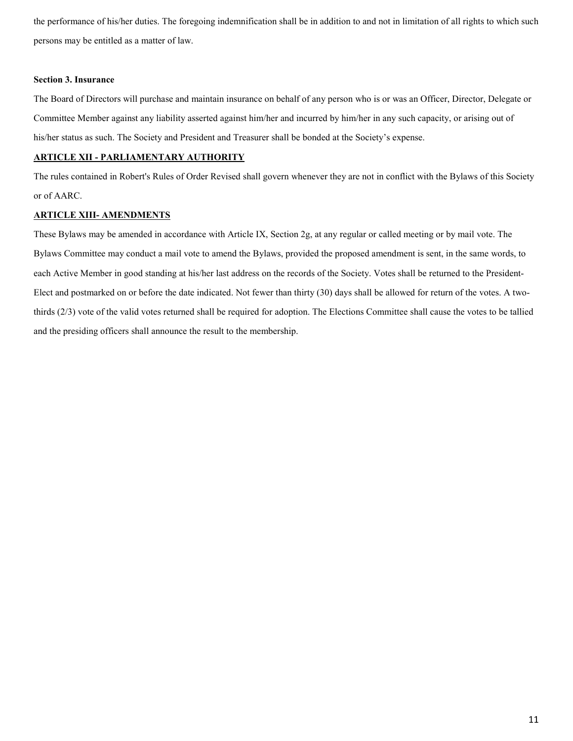the performance of his/her duties. The foregoing indemnification shall be in addition to and not in limitation of all rights to which such persons may be entitled as a matter of law.

**Section 3. Insurance**

The Board of Directors will purchase and maintain insurance on behalf of any person who is or was an Officer, Director, Delegate or Committee Member against any liability asserted against him/her and incurred by him/her in any such capacity, or arising out of his/her status as such. The Society and President and Treasurer shall be bonded at the Society's expense.

## ARTICLE XII - PARLIAMENTARY AUTHORITY

The rules contained in Robert's Rules of Order Revised shall govern whenever they are not in conflict with the Bylaws of this Society or of AARC.

## ARTICLE XIII- AMENDMENTS

These Bylaws may be amended in accordance with Article IX, Section 2g, at any regular or called meeting or by mail vote. The Bylaws Committee may conduct a mail vote to amend the Bylaws, provided the proposed amendment is sent, in the same words, to each Active Member in good standing at his/her last address on the records of the Society. Votes shall be returned to the President-Elect and postmarked on or before the date indicated. Not fewer than thirty (30) days shall be allowed for return of the votes. A two-thirds (2/3) vote of the valid votes returned shall be required for adoption. The Elections Committee shall cause the votes to be tallied and the presiding officers shall announce the result to the membership.